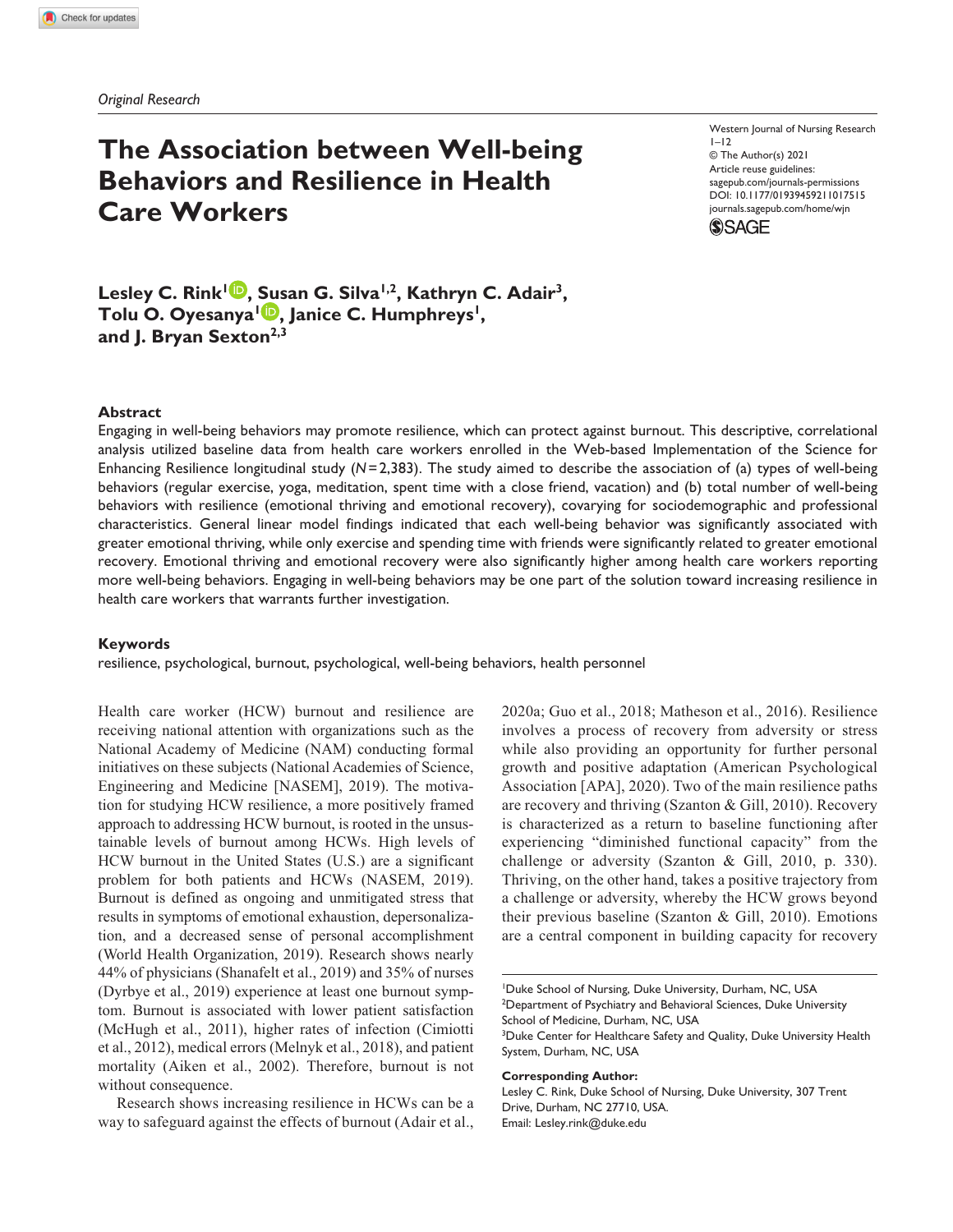*Original Research*

# The Association between Well-being Behaviors and Resilience in Health Care Workers

Western Journal of Nursing Research
1–12
© The Author(s) 2021
Article reuse guidelines:
sagepub.com/journals-permissions
DOI: 10.1177/01939459211017515
journals.sagepub.com/home/wjn

**Lesley C. Rink[1], Susan G. Silva[1,2], Kathryn C. Adair[3], Tolu O. Oyesanya[1], Janice C. Humphreys[1], and J. Bryan Sexton[2,3]**

## Abstract

Engaging in well-being behaviors may promote resilience, which can protect against burnout. This descriptive, correlational analysis utilized baseline data from health care workers enrolled in the Web-based Implementation of the Science for Enhancing Resilience longitudinal study ($N = 2,383$). The study aimed to describe the association of (a) types of well-being behaviors (regular exercise, yoga, meditation, spent time with a close friend, vacation) and (b) total number of well-being behaviors with resilience (emotional thriving and emotional recovery), covarying for sociodemographic and professional characteristics. General linear model findings indicated that each well-being behavior was significantly associated with greater emotional thriving, while only exercise and spending time with friends were significantly related to greater emotional recovery. Emotional thriving and emotional recovery were also significantly higher among health care workers reporting more well-being behaviors. Engaging in well-being behaviors may be one part of the solution toward increasing resilience in health care workers that warrants further investigation.

## Keywords

resilience, psychological, burnout, psychological, well-being behaviors, health personnel

Health care worker (HCW) burnout and resilience are receiving national attention with organizations such as the National Academy of Medicine (NAM) conducting formal initiatives on these subjects (National Academies of Science, Engineering and Medicine [NASEM], 2019). The motivation for studying HCW resilience, a more positively framed approach to addressing HCW burnout, is rooted in the unsustainable levels of burnout among HCWs. High levels of HCW burnout in the United States (U.S.) are a significant problem for both patients and HCWs (NASEM, 2019). Burnout is defined as ongoing and unmitigated stress that results in symptoms of emotional exhaustion, depersonalization, and a decreased sense of personal accomplishment (World Health Organization, 2019). Research shows nearly 44% of physicians (Shanafelt et al., 2019) and 35% of nurses (Dyrbye et al., 2019) experience at least one burnout symptom. Burnout is associated with lower patient satisfaction (McHugh et al., 2011), higher rates of infection (Cimiotti et al., 2012), medical errors (Melnyk et al., 2018), and patient mortality (Aiken et al., 2002). Therefore, burnout is not without consequence.

Research shows increasing resilience in HCWs can be a way to safeguard against the effects of burnout (Adair et al., 2020a; Guo et al., 2018; Matheson et al., 2016). Resilience involves a process of recovery from adversity or stress while also providing an opportunity for further personal growth and positive adaptation (American Psychological Association [APA], 2020). Two of the main resilience paths are recovery and thriving (Szanton & Gill, 2010). Recovery is characterized as a return to baseline functioning after experiencing "diminished functional capacity" from the challenge or adversity (Szanton & Gill, 2010, p. 330). Thriving, on the other hand, takes a positive trajectory from a challenge or adversity, whereby the HCW grows beyond their previous baseline (Szanton & Gill, 2010). Emotions are a central component in building capacity for recovery

[1]Duke School of Nursing, Duke University, Durham, NC, USA
[2]Department of Psychiatry and Behavioral Sciences, Duke University School of Medicine, Durham, NC, USA
[3]Duke Center for Healthcare Safety and Quality, Duke University Health System, Durham, NC, USA

**Corresponding Author:**
Lesley C. Rink, Duke School of Nursing, Duke University, 307 Trent Drive, Durham, NC 27710, USA.
Email: Lesley.rink@duke.edu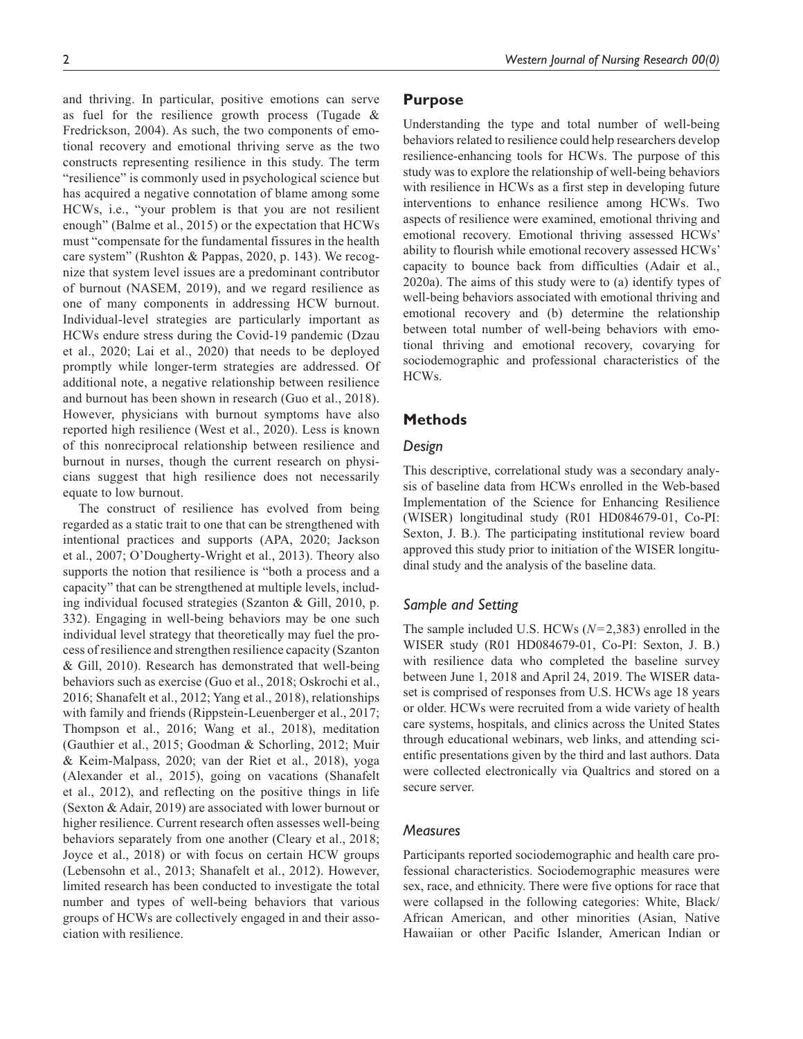and thriving. In particular, positive emotions can serve as fuel for the resilience growth process (Tugade & Fredrickson, 2004). As such, the two components of emotional recovery and emotional thriving serve as the two constructs representing resilience in this study. The term "resilience" is commonly used in psychological science but has acquired a negative connotation of blame among some HCWs, i.e., "your problem is that you are not resilient enough" (Balme et al., 2015) or the expectation that HCWs must "compensate for the fundamental fissures in the health care system" (Rushton & Pappas, 2020, p. 143). We recognize that system level issues are a predominant contributor of burnout (NASEM, 2019), and we regard resilience as one of many components in addressing HCW burnout. Individual-level strategies are particularly important as HCWs endure stress during the Covid-19 pandemic (Dzau et al., 2020; Lai et al., 2020) that needs to be deployed promptly while longer-term strategies are addressed. Of additional note, a negative relationship between resilience and burnout has been shown in research (Guo et al., 2018). However, physicians with burnout symptoms have also reported high resilience (West et al., 2020). Less is known of this nonreciprocal relationship between resilience and burnout in nurses, though the current research on physicians suggest that high resilience does not necessarily equate to low burnout.

The construct of resilience has evolved from being regarded as a static trait to one that can be strengthened with intentional practices and supports (APA, 2020; Jackson et al., 2007; O'Dougherty-Wright et al., 2013). Theory also supports the notion that resilience is "both a process and a capacity" that can be strengthened at multiple levels, including individual focused strategies (Szanton & Gill, 2010, p. 332). Engaging in well-being behaviors may be one such individual level strategy that theoretically may fuel the process of resilience and strengthen resilience capacity (Szanton & Gill, 2010). Research has demonstrated that well-being behaviors such as exercise (Guo et al., 2018; Oskrochi et al., 2016; Shanafelt et al., 2012; Yang et al., 2018), relationships with family and friends (Rippstein-Leuenberger et al., 2017; Thompson et al., 2016; Wang et al., 2018), meditation (Gauthier et al., 2015; Goodman & Schorling, 2012; Muir & Keim-Malpass, 2020; van der Riet et al., 2018), yoga (Alexander et al., 2015), going on vacations (Shanafelt et al., 2012), and reflecting on the positive things in life (Sexton & Adair, 2019) are associated with lower burnout or higher resilience. Current research often assesses well-being behaviors separately from one another (Cleary et al., 2018; Joyce et al., 2018) or with focus on certain HCW groups (Lebensohn et al., 2013; Shanafelt et al., 2012). However, limited research has been conducted to investigate the total number and types of well-being behaviors that various groups of HCWs are collectively engaged in and their association with resilience.

## Purpose

Understanding the type and total number of well-being behaviors related to resilience could help researchers develop resilience-enhancing tools for HCWs. The purpose of this study was to explore the relationship of well-being behaviors with resilience in HCWs as a first step in developing future interventions to enhance resilience among HCWs. Two aspects of resilience were examined, emotional thriving and emotional recovery. Emotional thriving assessed HCWs' ability to flourish while emotional recovery assessed HCWs' capacity to bounce back from difficulties (Adair et al., 2020a). The aims of this study were to (a) identify types of well-being behaviors associated with emotional thriving and emotional recovery and (b) determine the relationship between total number of well-being behaviors with emotional thriving and emotional recovery, covarying for sociodemographic and professional characteristics of the HCWs.

## Methods

### *Design*

This descriptive, correlational study was a secondary analysis of baseline data from HCWs enrolled in the Web-based Implementation of the Science for Enhancing Resilience (WISER) longitudinal study (R01 HD084679-01, Co-PI: Sexton, J. B.). The participating institutional review board approved this study prior to initiation of the WISER longitudinal study and the analysis of the baseline data.

### *Sample and Setting*

The sample included U.S. HCWs ($N = 2,383$) enrolled in the WISER study (R01 HD084679-01, Co-PI: Sexton, J. B.) with resilience data who completed the baseline survey between June 1, 2018 and April 24, 2019. The WISER dataset is comprised of responses from U.S. HCWs age 18 years or older. HCWs were recruited from a wide variety of health care systems, hospitals, and clinics across the United States through educational webinars, web links, and attending scientific presentations given by the third and last authors. Data were collected electronically via Qualtrics and stored on a secure server.

### *Measures*

Participants reported sociodemographic and health care professional characteristics. Sociodemographic measures were sex, race, and ethnicity. There were five options for race that were collapsed in the following categories: White, Black/African American, and other minorities (Asian, Native Hawaiian or other Pacific Islander, American Indian or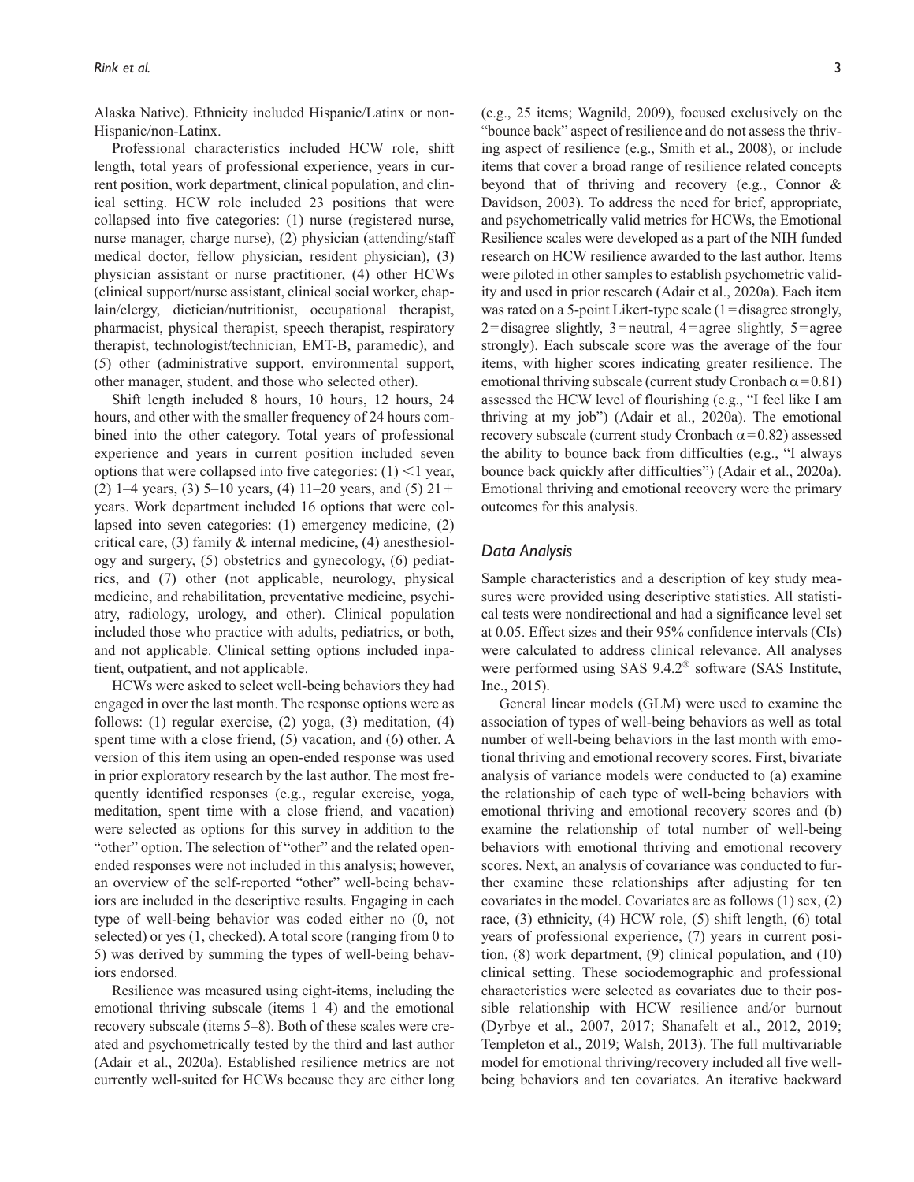Alaska Native). Ethnicity included Hispanic/Latinx or non-Hispanic/non-Latinx.

Professional characteristics included HCW role, shift length, total years of professional experience, years in current position, work department, clinical population, and clinical setting. HCW role included 23 positions that were collapsed into five categories: (1) nurse (registered nurse, nurse manager, charge nurse), (2) physician (attending/staff medical doctor, fellow physician, resident physician), (3) physician assistant or nurse practitioner, (4) other HCWs (clinical support/nurse assistant, clinical social worker, chaplain/clergy, dietician/nutritionist, occupational therapist, pharmacist, physical therapist, speech therapist, respiratory therapist, technologist/technician, EMT-B, paramedic), and (5) other (administrative support, environmental support, other manager, student, and those who selected other).

Shift length included 8 hours, 10 hours, 12 hours, 24 hours, and other with the smaller frequency of 24 hours combined into the other category. Total years of professional experience and years in current position included seven options that were collapsed into five categories: (1) $<$1 year, (2) 1–4 years, (3) 5–10 years, (4) 11–20 years, and (5) 21+ years. Work department included 16 options that were collapsed into seven categories: (1) emergency medicine, (2) critical care, (3) family & internal medicine, (4) anesthesiology and surgery, (5) obstetrics and gynecology, (6) pediatrics, and (7) other (not applicable, neurology, physical medicine, and rehabilitation, preventative medicine, psychiatry, radiology, urology, and other). Clinical population included those who practice with adults, pediatrics, or both, and not applicable. Clinical setting options included inpatient, outpatient, and not applicable.

HCWs were asked to select well-being behaviors they had engaged in over the last month. The response options were as follows: (1) regular exercise, (2) yoga, (3) meditation, (4) spent time with a close friend, (5) vacation, and (6) other. A version of this item using an open-ended response was used in prior exploratory research by the last author. The most frequently identified responses (e.g., regular exercise, yoga, meditation, spent time with a close friend, and vacation) were selected as options for this survey in addition to the "other" option. The selection of "other" and the related open-ended responses were not included in this analysis; however, an overview of the self-reported "other" well-being behaviors are included in the descriptive results. Engaging in each type of well-being behavior was coded either no (0, not selected) or yes (1, checked). A total score (ranging from 0 to 5) was derived by summing the types of well-being behaviors endorsed.

Resilience was measured using eight-items, including the emotional thriving subscale (items 1–4) and the emotional recovery subscale (items 5–8). Both of these scales were created and psychometrically tested by the third and last author (Adair et al., 2020a). Established resilience metrics are not currently well-suited for HCWs because they are either long (e.g., 25 items; Wagnild, 2009), focused exclusively on the "bounce back" aspect of resilience and do not assess the thriving aspect of resilience (e.g., Smith et al., 2008), or include items that cover a broad range of resilience related concepts beyond that of thriving and recovery (e.g., Connor & Davidson, 2003). To address the need for brief, appropriate, and psychometrically valid metrics for HCWs, the Emotional Resilience scales were developed as a part of the NIH funded research on HCW resilience awarded to the last author. Items were piloted in other samples to establish psychometric validity and used in prior research (Adair et al., 2020a). Each item was rated on a 5-point Likert-type scale (1 = disagree strongly, 2 = disagree slightly, 3 = neutral, 4 = agree slightly, 5 = agree strongly). Each subscale score was the average of the four items, with higher scores indicating greater resilience. The emotional thriving subscale (current study Cronbach $\alpha = 0.81$) assessed the HCW level of flourishing (e.g., "I feel like I am thriving at my job") (Adair et al., 2020a). The emotional recovery subscale (current study Cronbach $\alpha = 0.82$) assessed the ability to bounce back from difficulties (e.g., "I always bounce back quickly after difficulties") (Adair et al., 2020a). Emotional thriving and emotional recovery were the primary outcomes for this analysis.

### Data Analysis

Sample characteristics and a description of key study measures were provided using descriptive statistics. All statistical tests were nondirectional and had a significance level set at 0.05. Effect sizes and their 95% confidence intervals (CIs) were calculated to address clinical relevance. All analyses were performed using SAS 9.4.2® software (SAS Institute, Inc., 2015).

General linear models (GLM) were used to examine the association of types of well-being behaviors as well as total number of well-being behaviors in the last month with emotional thriving and emotional recovery scores. First, bivariate analysis of variance models were conducted to (a) examine the relationship of each type of well-being behaviors with emotional thriving and emotional recovery scores and (b) examine the relationship of total number of well-being behaviors with emotional thriving and emotional recovery scores. Next, an analysis of covariance was conducted to further examine these relationships after adjusting for ten covariates in the model. Covariates are as follows (1) sex, (2) race, (3) ethnicity, (4) HCW role, (5) shift length, (6) total years of professional experience, (7) years in current position, (8) work department, (9) clinical population, and (10) clinical setting. These sociodemographic and professional characteristics were selected as covariates due to their possible relationship with HCW resilience and/or burnout (Dyrbye et al., 2007, 2017; Shanafelt et al., 2012, 2019; Templeton et al., 2019; Walsh, 2013). The full multivariable model for emotional thriving/recovery included all five well-being behaviors and ten covariates. An iterative backward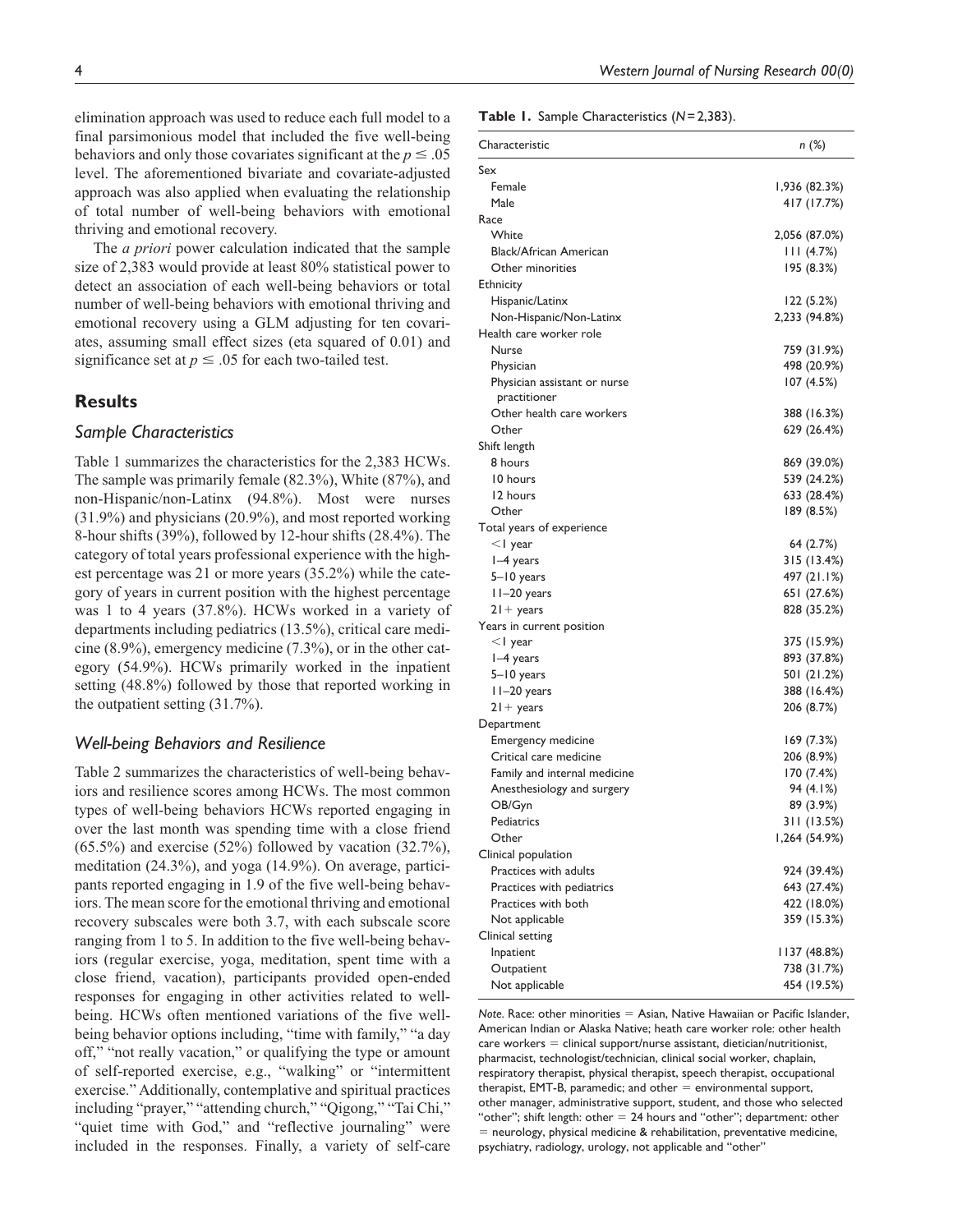elimination approach was used to reduce each full model to a final parsimonious model that included the five well-being behaviors and only those covariates significant at the $p \leq .05$ level. The aforementioned bivariate and covariate-adjusted approach was also applied when evaluating the relationship of total number of well-being behaviors with emotional thriving and emotional recovery.

The *a priori* power calculation indicated that the sample size of 2,383 would provide at least 80% statistical power to detect an association of each well-being behaviors or total number of well-being behaviors with emotional thriving and emotional recovery using a GLM adjusting for ten covariates, assuming small effect sizes (eta squared of 0.01) and significance set at $p \leq .05$ for each two-tailed test.

## Results

### Sample Characteristics

Table 1 summarizes the characteristics for the 2,383 HCWs. The sample was primarily female (82.3%), White (87%), and non-Hispanic/non-Latinx (94.8%). Most were nurses (31.9%) and physicians (20.9%), and most reported working 8-hour shifts (39%), followed by 12-hour shifts (28.4%). The category of total years professional experience with the highest percentage was 21 or more years (35.2%) while the category of years in current position with the highest percentage was 1 to 4 years (37.8%). HCWs worked in a variety of departments including pediatrics (13.5%), critical care medicine (8.9%), emergency medicine (7.3%), or in the other category (54.9%). HCWs primarily worked in the inpatient setting (48.8%) followed by those that reported working in the outpatient setting (31.7%).

### Well-being Behaviors and Resilience

Table 2 summarizes the characteristics of well-being behaviors and resilience scores among HCWs. The most common types of well-being behaviors HCWs reported engaging in over the last month was spending time with a close friend (65.5%) and exercise (52%) followed by vacation (32.7%), meditation (24.3%), and yoga (14.9%). On average, participants reported engaging in 1.9 of the five well-being behaviors. The mean score for the emotional thriving and emotional recovery subscales were both 3.7, with each subscale score ranging from 1 to 5. In addition to the five well-being behaviors (regular exercise, yoga, meditation, spent time with a close friend, vacation), participants provided open-ended responses for engaging in other activities related to well-being. HCWs often mentioned variations of the five well-being behavior options including, "time with family," "a day off," "not really vacation," or qualifying the type or amount of self-reported exercise, e.g., "walking" or "intermittent exercise." Additionally, contemplative and spiritual practices including "prayer," "attending church," "Qigong," "Tai Chi," "quiet time with God," and "reflective journaling" were included in the responses. Finally, a variety of self-care

**Table 1.** Sample Characteristics (*N* = 2,383).

| Characteristic | *n* (%) |
|---|---|
| Sex | |
| Female | 1,936 (82.3%) |
| Male | 417 (17.7%) |
| Race | |
| White | 2,056 (87.0%) |
| Black/African American | 111 (4.7%) |
| Other minorities | 195 (8.3%) |
| Ethnicity | |
| Hispanic/Latinx | 122 (5.2%) |
| Non-Hispanic/Non-Latinx | 2,233 (94.8%) |
| Health care worker role | |
| Nurse | 759 (31.9%) |
| Physician | 498 (20.9%) |
| Physician assistant or nurse practitioner | 107 (4.5%) |
| Other health care workers | 388 (16.3%) |
| Other | 629 (26.4%) |
| Shift length | |
| 8 hours | 869 (39.0%) |
| 10 hours | 539 (24.2%) |
| 12 hours | 633 (28.4%) |
| Other | 189 (8.5%) |
| Total years of experience | |
| <1 year | 64 (2.7%) |
| 1–4 years | 315 (13.4%) |
| 5–10 years | 497 (21.1%) |
| 11–20 years | 651 (27.6%) |
| 21+ years | 828 (35.2%) |
| Years in current position | |
| <1 year | 375 (15.9%) |
| 1–4 years | 893 (37.8%) |
| 5–10 years | 501 (21.2%) |
| 11–20 years | 388 (16.4%) |
| 21+ years | 206 (8.7%) |
| Department | |
| Emergency medicine | 169 (7.3%) |
| Critical care medicine | 206 (8.9%) |
| Family and internal medicine | 170 (7.4%) |
| Anesthesiology and surgery | 94 (4.1%) |
| OB/Gyn | 89 (3.9%) |
| Pediatrics | 311 (13.5%) |
| Other | 1,264 (54.9%) |
| Clinical population | |
| Practices with adults | 924 (39.4%) |
| Practices with pediatrics | 643 (27.4%) |
| Practices with both | 422 (18.0%) |
| Not applicable | 359 (15.3%) |
| Clinical setting | |
| Inpatient | 1137 (48.8%) |
| Outpatient | 738 (31.7%) |
| Not applicable | 454 (19.5%) |

*Note.* Race: other minorities = Asian, Native Hawaiian or Pacific Islander, American Indian or Alaska Native; heath care worker role: other health care workers = clinical support/nurse assistant, dietician/nutritionist, pharmacist, technologist/technician, clinical social worker, chaplain, respiratory therapist, physical therapist, speech therapist, occupational therapist, EMT-B, paramedic; and other = environmental support, other manager, administrative support, student, and those who selected "other"; shift length: other = 24 hours and "other"; department: other = neurology, physical medicine & rehabilitation, preventative medicine, psychiatry, radiology, urology, not applicable and "other"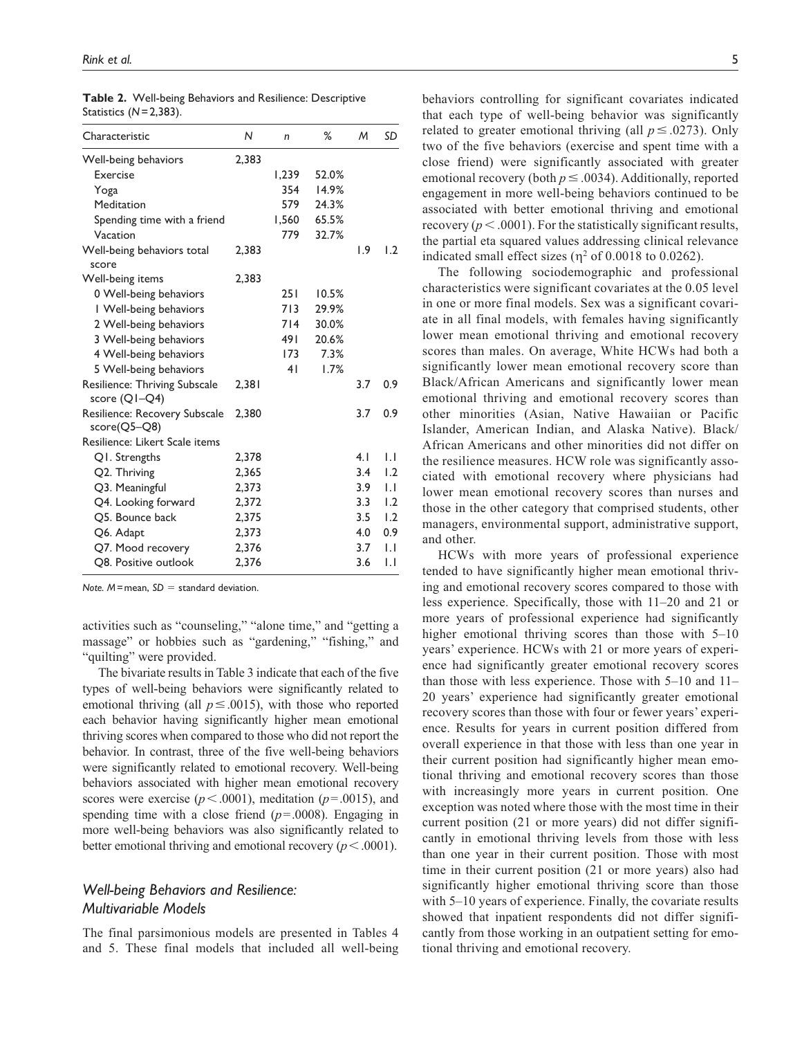**Table 2.** Well-being Behaviors and Resilience: Descriptive Statistics ($N = 2,383$).

| Characteristic | N | n | % | M | SD |
|---|---|---|---|---|---|
| Well-being behaviors | 2,383 | | | | |
| Exercise | | 1,239 | 52.0% | | |
| Yoga | | 354 | 14.9% | | |
| Meditation | | 579 | 24.3% | | |
| Spending time with a friend | | 1,560 | 65.5% | | |
| Vacation | | 779 | 32.7% | | |
| Well-being behaviors total score | 2,383 | | | 1.9 | 1.2 |
| Well-being items | 2,383 | | | | |
| 0 Well-being behaviors | | 251 | 10.5% | | |
| 1 Well-being behaviors | | 713 | 29.9% | | |
| 2 Well-being behaviors | | 714 | 30.0% | | |
| 3 Well-being behaviors | | 491 | 20.6% | | |
| 4 Well-being behaviors | | 173 | 7.3% | | |
| 5 Well-being behaviors | | 41 | 1.7% | | |
| Resilience: Thriving Subscale score (Q1–Q4) | 2,381 | | | 3.7 | 0.9 |
| Resilience: Recovery Subscale score(Q5–Q8) | 2,380 | | | 3.7 | 0.9 |
| Resilience: Likert Scale items | | | | | |
| Q1. Strengths | 2,378 | | | 4.1 | 1.1 |
| Q2. Thriving | 2,365 | | | 3.4 | 1.2 |
| Q3. Meaningful | 2,373 | | | 3.9 | 1.1 |
| Q4. Looking forward | 2,372 | | | 3.3 | 1.2 |
| Q5. Bounce back | 2,375 | | | 3.5 | 1.2 |
| Q6. Adapt | 2,373 | | | 4.0 | 0.9 |
| Q7. Mood recovery | 2,376 | | | 3.7 | 1.1 |
| Q8. Positive outlook | 2,376 | | | 3.6 | 1.1 |

*Note.* M = mean, SD = standard deviation.

activities such as "counseling," "alone time," and "getting a massage" or hobbies such as "gardening," "fishing," and "quilting" were provided.

The bivariate results in Table 3 indicate that each of the five types of well-being behaviors were significantly related to emotional thriving (all $p \leq .0015$), with those who reported each behavior having significantly higher mean emotional thriving scores when compared to those who did not report the behavior. In contrast, three of the five well-being behaviors were significantly related to emotional recovery. Well-being behaviors associated with higher mean emotional recovery scores were exercise ($p < .0001$), meditation ($p = .0015$), and spending time with a close friend ($p = .0008$). Engaging in more well-being behaviors was also significantly related to better emotional thriving and emotional recovery ($p < .0001$).

### *Well-being Behaviors and Resilience: Multivariable Models*

The final parsimonious models are presented in Tables 4 and 5. These final models that included all well-being behaviors controlling for significant covariates indicated that each type of well-being behavior was significantly related to greater emotional thriving (all $p \leq .0273$). Only two of the five behaviors (exercise and spent time with a close friend) were significantly associated with greater emotional recovery (both $p \leq .0034$). Additionally, reported engagement in more well-being behaviors continued to be associated with better emotional thriving and emotional recovery ($p < .0001$). For the statistically significant results, the partial eta squared values addressing clinical relevance indicated small effect sizes ($\eta^2$ of 0.0018 to 0.0262).

The following sociodemographic and professional characteristics were significant covariates at the 0.05 level in one or more final models. Sex was a significant covariate in all final models, with females having significantly lower mean emotional thriving and emotional recovery scores than males. On average, White HCWs had both a significantly lower mean emotional recovery score than Black/African Americans and significantly lower mean emotional thriving and emotional recovery scores than other minorities (Asian, Native Hawaiian or Pacific Islander, American Indian, and Alaska Native). Black/African Americans and other minorities did not differ on the resilience measures. HCW role was significantly associated with emotional recovery where physicians had lower mean emotional recovery scores than nurses and those in the other category that comprised students, other managers, environmental support, administrative support, and other.

HCWs with more years of professional experience tended to have significantly higher mean emotional thriving and emotional recovery scores compared to those with less experience. Specifically, those with 11–20 and 21 or more years of professional experience had significantly higher emotional thriving scores than those with 5–10 years' experience. HCWs with 21 or more years of experience had significantly greater emotional recovery scores than those with less experience. Those with 5–10 and 11–20 years' experience had significantly greater emotional recovery scores than those with four or fewer years' experience. Results for years in current position differed from overall experience in that those with less than one year in their current position had significantly higher mean emotional thriving and emotional recovery scores than those with increasingly more years in current position. One exception was noted where those with the most time in their current position (21 or more years) did not differ significantly in emotional thriving levels from those with less than one year in their current position. Those with most time in their current position (21 or more years) also had significantly higher emotional thriving score than those with 5–10 years of experience. Finally, the covariate results showed that inpatient respondents did not differ significantly from those working in an outpatient setting for emotional thriving and emotional recovery.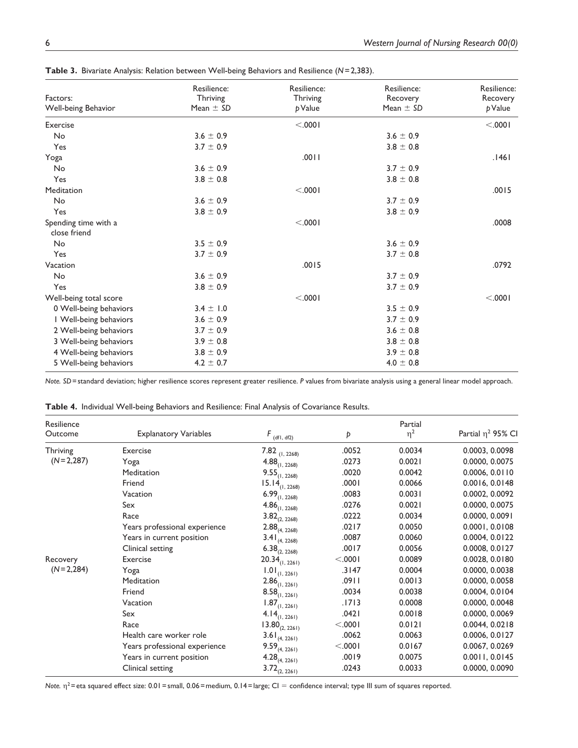**Table 3.** Bivariate Analysis: Relation between Well-being Behaviors and Resilience ($N = 2,383$).

| Factors: Well-being Behavior | Resilience: Thriving Mean ± *SD* | Resilience: Thriving *p* Value | Resilience: Recovery Mean ± *SD* | Resilience: Recovery *p* Value |
|---|---|---|---|---|
| Exercise | | <.0001 | | <.0001 |
| No | 3.6 ± 0.9 | | 3.6 ± 0.9 | |
| Yes | 3.7 ± 0.9 | | 3.8 ± 0.8 | |
| Yoga | | .0011 | | .1461 |
| No | 3.6 ± 0.9 | | 3.7 ± 0.9 | |
| Yes | 3.8 ± 0.8 | | 3.8 ± 0.8 | |
| Meditation | | <.0001 | | .0015 |
| No | 3.6 ± 0.9 | | 3.7 ± 0.9 | |
| Yes | 3.8 ± 0.9 | | 3.8 ± 0.9 | |
| Spending time with a close friend | | <.0001 | | .0008 |
| No | 3.5 ± 0.9 | | 3.6 ± 0.9 | |
| Yes | 3.7 ± 0.9 | | 3.7 ± 0.8 | |
| Vacation | | .0015 | | .0792 |
| No | 3.6 ± 0.9 | | 3.7 ± 0.9 | |
| Yes | 3.8 ± 0.9 | | 3.7 ± 0.9 | |
| Well-being total score | | <.0001 | | <.0001 |
| 0 Well-being behaviors | 3.4 ± 1.0 | | 3.5 ± 0.9 | |
| 1 Well-being behaviors | 3.6 ± 0.9 | | 3.7 ± 0.9 | |
| 2 Well-being behaviors | 3.7 ± 0.9 | | 3.6 ± 0.8 | |
| 3 Well-being behaviors | 3.9 ± 0.8 | | 3.8 ± 0.8 | |
| 4 Well-being behaviors | 3.8 ± 0.9 | | 3.9 ± 0.8 | |
| 5 Well-being behaviors | 4.2 ± 0.7 | | 4.0 ± 0.8 | |

*Note. SD* = standard deviation; higher resilience scores represent greater resilience. *P* values from bivariate analysis using a general linear model approach.

**Table 4.** Individual Well-being Behaviors and Resilience: Final Analysis of Covariance Results.

| Resilience Outcome | Explanatory Variables | $F_{(df1, df2)}$ | *p* | Partial $\eta^2$ | Partial $\eta^2$ 95% CI |
|---|---|---|---|---|---|
| Thriving ($N = 2,287$) | Exercise | $7.82_{(1, 2268)}$ | .0052 | 0.0034 | 0.0003, 0.0098 |
| | Yoga | $4.88_{(1, 2268)}$ | .0273 | 0.0021 | 0.0000, 0.0075 |
| | Meditation | $9.55_{(1, 2268)}$ | .0020 | 0.0042 | 0.0006, 0.0110 |
| | Friend | $15.14_{(1, 2268)}$ | .0001 | 0.0066 | 0.0016, 0.0148 |
| | Vacation | $6.99_{(1, 2268)}$ | .0083 | 0.0031 | 0.0002, 0.0092 |
| | Sex | $4.86_{(1, 2268)}$ | .0276 | 0.0021 | 0.0000, 0.0075 |
| | Race | $3.82_{(2, 2268)}$ | .0222 | 0.0034 | 0.0000, 0.0091 |
| | Years professional experience | $2.88_{(4, 2268)}$ | .0217 | 0.0050 | 0.0001, 0.0108 |
| | Years in current position | $3.41_{(4, 2268)}$ | .0087 | 0.0060 | 0.0004, 0.0122 |
| | Clinical setting | $6.38_{(2, 2268)}$ | .0017 | 0.0056 | 0.0008, 0.0127 |
| Recovery ($N = 2,284$) | Exercise | $20.34_{(1, 2261)}$ | <.0001 | 0.0089 | 0.0028, 0.0180 |
| | Yoga | $1.01_{(1, 2261)}$ | .3147 | 0.0004 | 0.0000, 0.0038 |
| | Meditation | $2.86_{(1, 2261)}$ | .0911 | 0.0013 | 0.0000, 0.0058 |
| | Friend | $8.58_{(1, 2261)}$ | .0034 | 0.0038 | 0.0004, 0.0104 |
| | Vacation | $1.87_{(1, 2261)}$ | .1713 | 0.0008 | 0.0000, 0.0048 |
| | Sex | $4.14_{(1, 2261)}$ | .0421 | 0.0018 | 0.0000, 0.0069 |
| | Race | $13.80_{(2, 2261)}$ | <.0001 | 0.0121 | 0.0044, 0.0218 |
| | Health care worker role | $3.61_{(4, 2261)}$ | .0062 | 0.0063 | 0.0006, 0.0127 |
| | Years professional experience | $9.59_{(4, 2261)}$ | <.0001 | 0.0167 | 0.0067, 0.0269 |
| | Years in current position | $4.28_{(4, 2261)}$ | .0019 | 0.0075 | 0.0011, 0.0145 |
| | Clinical setting | $3.72_{(2, 2261)}$ | .0243 | 0.0033 | 0.0000, 0.0090 |

*Note.* $\eta^2$ = eta squared effect size: 0.01 = small, 0.06 = medium, 0.14 = large; CI = confidence interval; type III sum of squares reported.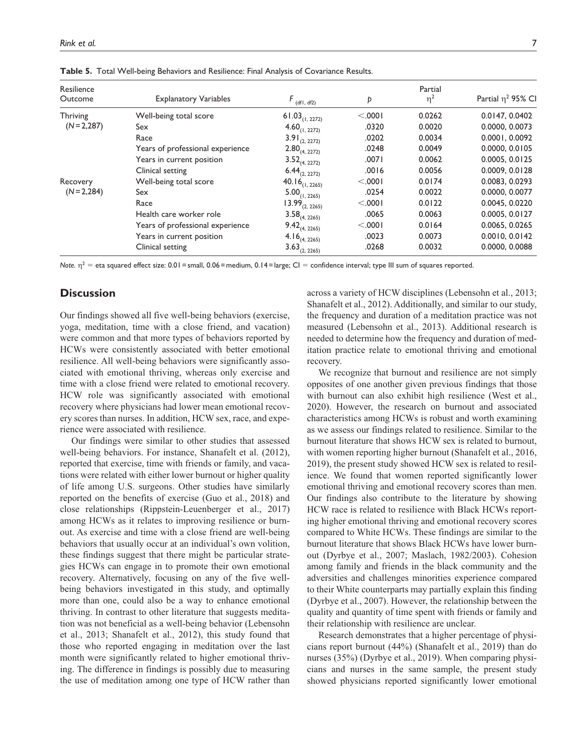**Table 5.** Total Well-being Behaviors and Resilience: Final Analysis of Covariance Results.

| Resilience Outcome | Explanatory Variables | $F_{(df1, df2)}$ | $p$ | Partial $\eta^2$ | Partial $\eta^2$ 95% CI |
|---|---|---|---|---|---|
| Thriving ($N$ = 2,287) | Well-being total score | $61.03_{(1, 2272)}$ | <.0001 | 0.0262 | 0.0147, 0.0402 |
| | Sex | $4.60_{(1, 2272)}$ | .0320 | 0.0020 | 0.0000, 0.0073 |
| | Race | $3.91_{(2, 2272)}$ | .0202 | 0.0034 | 0.0001, 0.0092 |
| | Years of professional experience | $2.80_{(4, 2272)}$ | .0248 | 0.0049 | 0.0000, 0.0105 |
| | Years in current position | $3.52_{(4, 2272)}$ | .0071 | 0.0062 | 0.0005, 0.0125 |
| | Clinical setting | $6.44_{(2, 2272)}$ | .0016 | 0.0056 | 0.0009, 0.0128 |
| Recovery ($N$ = 2,284) | Well-being total score | $40.16_{(1, 2265)}$ | <.0001 | 0.0174 | 0.0083, 0.0293 |
| | Sex | $5.00_{(1, 2265)}$ | .0254 | 0.0022 | 0.0000, 0.0077 |
| | Race | $13.99_{(2, 2265)}$ | <.0001 | 0.0122 | 0.0045, 0.0220 |
| | Health care worker role | $3.58_{(4, 2265)}$ | .0065 | 0.0063 | 0.0005, 0.0127 |
| | Years of professional experience | $9.42_{(4, 2265)}$ | <.0001 | 0.0164 | 0.0065, 0.0265 |
| | Years in current position | $4.16_{(4, 2265)}$ | .0023 | 0.0073 | 0.0010, 0.0142 |
| | Clinical setting | $3.63_{(2, 2265)}$ | .0268 | 0.0032 | 0.0000, 0.0088 |

*Note.* $\eta^2$ = eta squared effect size: 0.01 = small, 0.06 = medium, 0.14 = large; CI = confidence interval; type III sum of squares reported.

## Discussion

Our findings showed all five well-being behaviors (exercise, yoga, meditation, time with a close friend, and vacation) were common and that more types of behaviors reported by HCWs were consistently associated with better emotional resilience. All well-being behaviors were significantly associated with emotional thriving, whereas only exercise and time with a close friend were related to emotional recovery. HCW role was significantly associated with emotional recovery where physicians had lower mean emotional recovery scores than nurses. In addition, HCW sex, race, and experience were associated with resilience.

Our findings were similar to other studies that assessed well-being behaviors. For instance, Shanafelt et al. (2012), reported that exercise, time with friends or family, and vacations were related with either lower burnout or higher quality of life among U.S. surgeons. Other studies have similarly reported on the benefits of exercise (Guo et al., 2018) and close relationships (Rippstein-Leuenberger et al., 2017) among HCWs as it relates to improving resilience or burnout. As exercise and time with a close friend are well-being behaviors that usually occur at an individual's own volition, these findings suggest that there might be particular strategies HCWs can engage in to promote their own emotional recovery. Alternatively, focusing on any of the five well-being behaviors investigated in this study, and optimally more than one, could also be a way to enhance emotional thriving. In contrast to other literature that suggests meditation was not beneficial as a well-being behavior (Lebensohn et al., 2013; Shanafelt et al., 2012), this study found that those who reported engaging in meditation over the last month were significantly related to higher emotional thriving. The difference in findings is possibly due to measuring the use of meditation among one type of HCW rather than across a variety of HCW disciplines (Lebensohn et al., 2013; Shanafelt et al., 2012). Additionally, and similar to our study, the frequency and duration of a meditation practice was not measured (Lebensohn et al., 2013). Additional research is needed to determine how the frequency and duration of meditation practice relate to emotional thriving and emotional recovery.

We recognize that burnout and resilience are not simply opposites of one another given previous findings that those with burnout can also exhibit high resilience (West et al., 2020). However, the research on burnout and associated characteristics among HCWs is robust and worth examining as we assess our findings related to resilience. Similar to the burnout literature that shows HCW sex is related to burnout, with women reporting higher burnout (Shanafelt et al., 2016, 2019), the present study showed HCW sex is related to resilience. We found that women reported significantly lower emotional thriving and emotional recovery scores than men. Our findings also contribute to the literature by showing HCW race is related to resilience with Black HCWs reporting higher emotional thriving and emotional recovery scores compared to White HCWs. These findings are similar to the burnout literature that shows Black HCWs have lower burnout (Dyrbye et al., 2007; Maslach, 1982/2003). Cohesion among family and friends in the black community and the adversities and challenges minorities experience compared to their White counterparts may partially explain this finding (Dyrbye et al., 2007). However, the relationship between the quality and quantity of time spent with friends or family and their relationship with resilience are unclear.

Research demonstrates that a higher percentage of physicians report burnout (44%) (Shanafelt et al., 2019) than do nurses (35%) (Dyrbye et al., 2019). When comparing physicians and nurses in the same sample, the present study showed physicians reported significantly lower emotional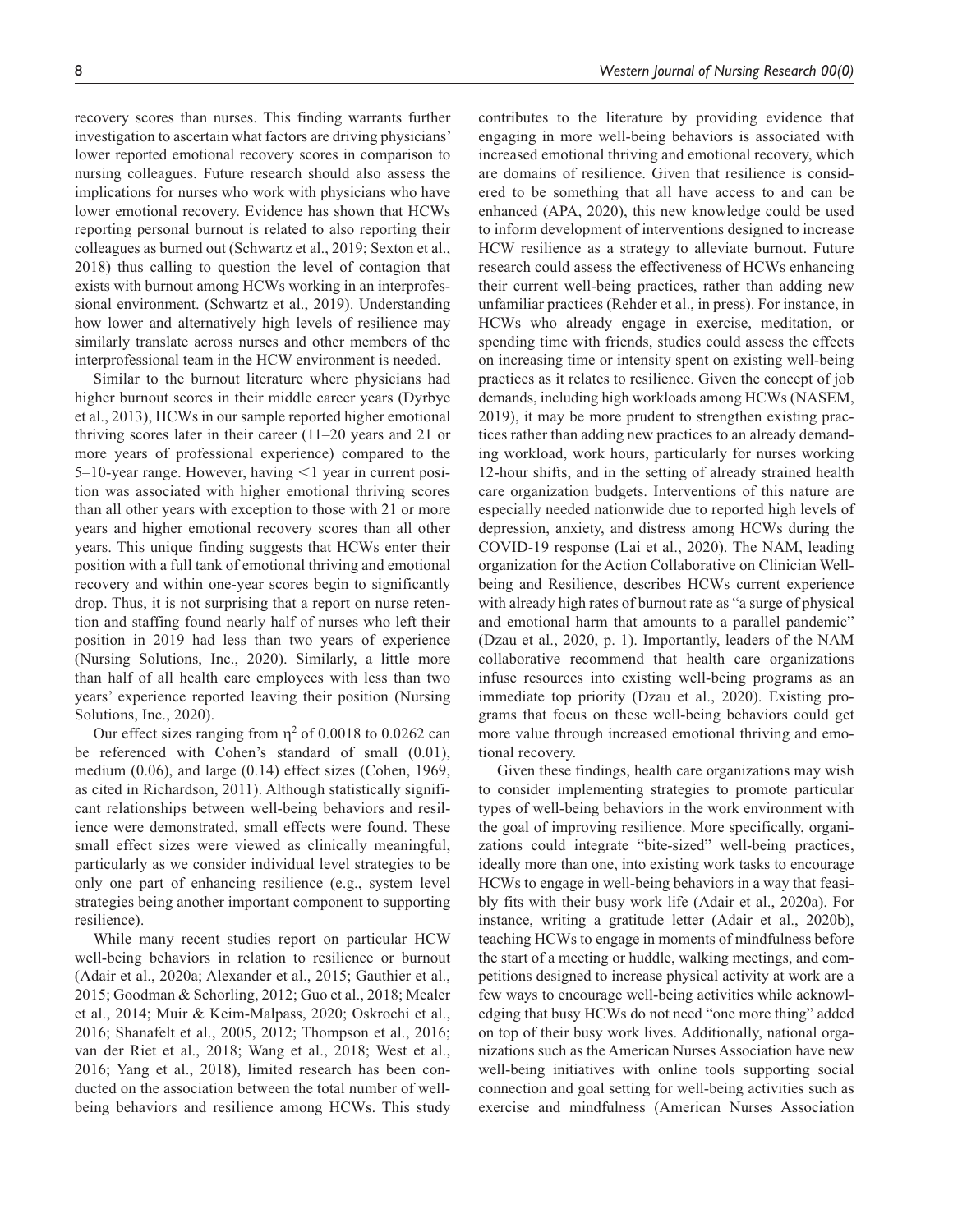recovery scores than nurses. This finding warrants further investigation to ascertain what factors are driving physicians' lower reported emotional recovery scores in comparison to nursing colleagues. Future research should also assess the implications for nurses who work with physicians who have lower emotional recovery. Evidence has shown that HCWs reporting personal burnout is related to also reporting their colleagues as burned out (Schwartz et al., 2019; Sexton et al., 2018) thus calling to question the level of contagion that exists with burnout among HCWs working in an interprofessional environment. (Schwartz et al., 2019). Understanding how lower and alternatively high levels of resilience may similarly translate across nurses and other members of the interprofessional team in the HCW environment is needed.

Similar to the burnout literature where physicians had higher burnout scores in their middle career years (Dyrbye et al., 2013), HCWs in our sample reported higher emotional thriving scores later in their career (11–20 years and 21 or more years of professional experience) compared to the 5–10-year range. However, having <1 year in current position was associated with higher emotional thriving scores than all other years with exception to those with 21 or more years and higher emotional recovery scores than all other years. This unique finding suggests that HCWs enter their position with a full tank of emotional thriving and emotional recovery and within one-year scores begin to significantly drop. Thus, it is not surprising that a report on nurse retention and staffing found nearly half of nurses who left their position in 2019 had less than two years of experience (Nursing Solutions, Inc., 2020). Similarly, a little more than half of all health care employees with less than two years' experience reported leaving their position (Nursing Solutions, Inc., 2020).

Our effect sizes ranging from $\eta^2$ of 0.0018 to 0.0262 can be referenced with Cohen's standard of small (0.01), medium (0.06), and large (0.14) effect sizes (Cohen, 1969, as cited in Richardson, 2011). Although statistically significant relationships between well-being behaviors and resilience were demonstrated, small effects were found. These small effect sizes were viewed as clinically meaningful, particularly as we consider individual level strategies to be only one part of enhancing resilience (e.g., system level strategies being another important component to supporting resilience).

While many recent studies report on particular HCW well-being behaviors in relation to resilience or burnout (Adair et al., 2020a; Alexander et al., 2015; Gauthier et al., 2015; Goodman & Schorling, 2012; Guo et al., 2018; Mealer et al., 2014; Muir & Keim-Malpass, 2020; Oskrochi et al., 2016; Shanafelt et al., 2005, 2012; Thompson et al., 2016; van der Riet et al., 2018; Wang et al., 2018; West et al., 2016; Yang et al., 2018), limited research has been conducted on the association between the total number of well-being behaviors and resilience among HCWs. This study contributes to the literature by providing evidence that engaging in more well-being behaviors is associated with increased emotional thriving and emotional recovery, which are domains of resilience. Given that resilience is considered to be something that all have access to and can be enhanced (APA, 2020), this new knowledge could be used to inform development of interventions designed to increase HCW resilience as a strategy to alleviate burnout. Future research could assess the effectiveness of HCWs enhancing their current well-being practices, rather than adding new unfamiliar practices (Rehder et al., in press). For instance, in HCWs who already engage in exercise, meditation, or spending time with friends, studies could assess the effects on increasing time or intensity spent on existing well-being practices as it relates to resilience. Given the concept of job demands, including high workloads among HCWs (NASEM, 2019), it may be more prudent to strengthen existing practices rather than adding new practices to an already demanding workload, work hours, particularly for nurses working 12-hour shifts, and in the setting of already strained health care organization budgets. Interventions of this nature are especially needed nationwide due to reported high levels of depression, anxiety, and distress among HCWs during the COVID-19 response (Lai et al., 2020). The NAM, leading organization for the Action Collaborative on Clinician Well-being and Resilience, describes HCWs current experience with already high rates of burnout rate as "a surge of physical and emotional harm that amounts to a parallel pandemic" (Dzau et al., 2020, p. 1). Importantly, leaders of the NAM collaborative recommend that health care organizations infuse resources into existing well-being programs as an immediate top priority (Dzau et al., 2020). Existing programs that focus on these well-being behaviors could get more value through increased emotional thriving and emotional recovery.

Given these findings, health care organizations may wish to consider implementing strategies to promote particular types of well-being behaviors in the work environment with the goal of improving resilience. More specifically, organizations could integrate "bite-sized" well-being practices, ideally more than one, into existing work tasks to encourage HCWs to engage in well-being behaviors in a way that feasibly fits with their busy work life (Adair et al., 2020a). For instance, writing a gratitude letter (Adair et al., 2020b), teaching HCWs to engage in moments of mindfulness before the start of a meeting or huddle, walking meetings, and competitions designed to increase physical activity at work are a few ways to encourage well-being activities while acknowledging that busy HCWs do not need "one more thing" added on top of their busy work lives. Additionally, national organizations such as the American Nurses Association have new well-being initiatives with online tools supporting social connection and goal setting for well-being activities such as exercise and mindfulness (American Nurses Association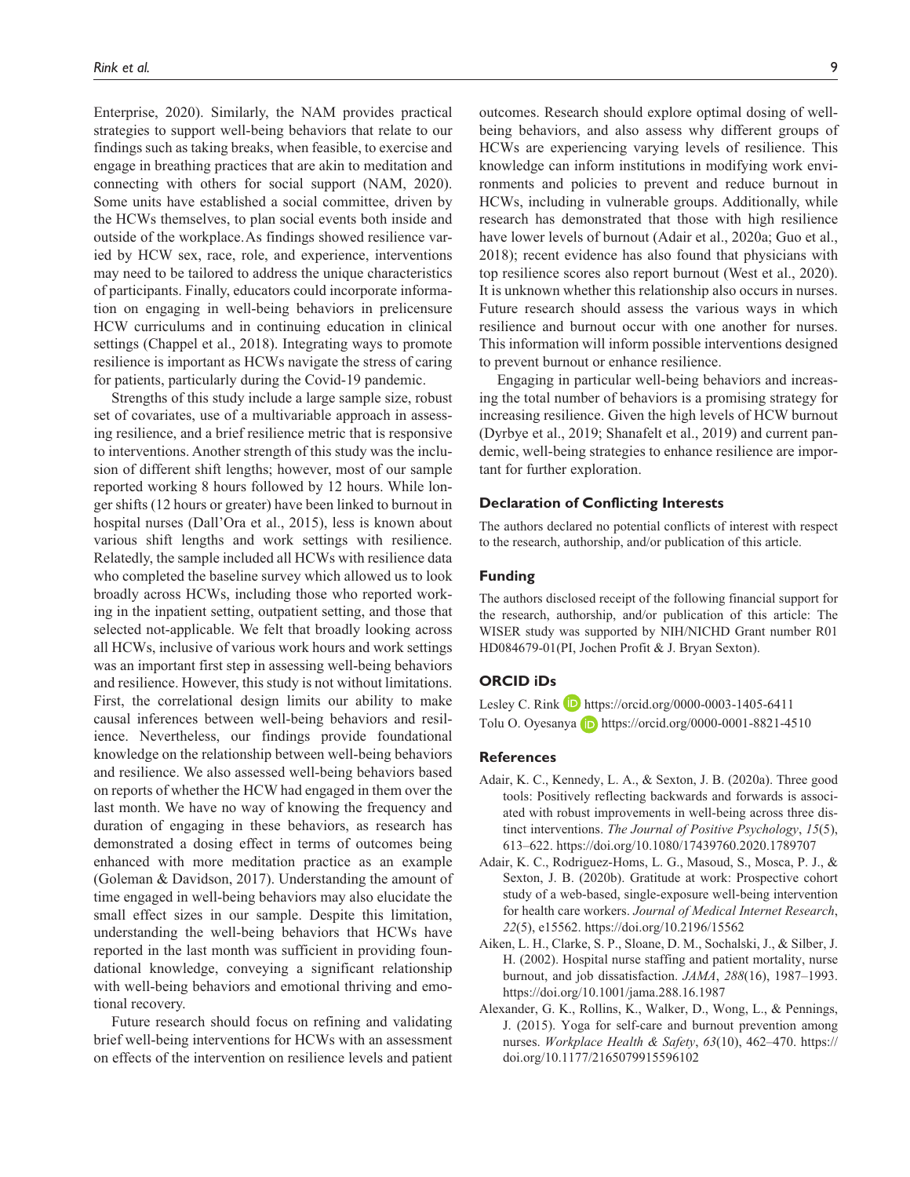Enterprise, 2020). Similarly, the NAM provides practical strategies to support well-being behaviors that relate to our findings such as taking breaks, when feasible, to exercise and engage in breathing practices that are akin to meditation and connecting with others for social support (NAM, 2020). Some units have established a social committee, driven by the HCWs themselves, to plan social events both inside and outside of the workplace. As findings showed resilience varied by HCW sex, race, role, and experience, interventions may need to be tailored to address the unique characteristics of participants. Finally, educators could incorporate information on engaging in well-being behaviors in prelicensure HCW curriculums and in continuing education in clinical settings (Chappel et al., 2018). Integrating ways to promote resilience is important as HCWs navigate the stress of caring for patients, particularly during the Covid-19 pandemic.

Strengths of this study include a large sample size, robust set of covariates, use of a multivariable approach in assessing resilience, and a brief resilience metric that is responsive to interventions. Another strength of this study was the inclusion of different shift lengths; however, most of our sample reported working 8 hours followed by 12 hours. While longer shifts (12 hours or greater) have been linked to burnout in hospital nurses (Dall'Ora et al., 2015), less is known about various shift lengths and work settings with resilience. Relatedly, the sample included all HCWs with resilience data who completed the baseline survey which allowed us to look broadly across HCWs, including those who reported working in the inpatient setting, outpatient setting, and those that selected not-applicable. We felt that broadly looking across all HCWs, inclusive of various work hours and work settings was an important first step in assessing well-being behaviors and resilience. However, this study is not without limitations. First, the correlational design limits our ability to make causal inferences between well-being behaviors and resilience. Nevertheless, our findings provide foundational knowledge on the relationship between well-being behaviors and resilience. We also assessed well-being behaviors based on reports of whether the HCW had engaged in them over the last month. We have no way of knowing the frequency and duration of engaging in these behaviors, as research has demonstrated a dosing effect in terms of outcomes being enhanced with more meditation practice as an example (Goleman & Davidson, 2017). Understanding the amount of time engaged in well-being behaviors may also elucidate the small effect sizes in our sample. Despite this limitation, understanding the well-being behaviors that HCWs have reported in the last month was sufficient in providing foundational knowledge, conveying a significant relationship with well-being behaviors and emotional thriving and emotional recovery.

Future research should focus on refining and validating brief well-being interventions for HCWs with an assessment on effects of the intervention on resilience levels and patient outcomes. Research should explore optimal dosing of well-being behaviors, and also assess why different groups of HCWs are experiencing varying levels of resilience. This knowledge can inform institutions in modifying work environments and policies to prevent and reduce burnout in HCWs, including in vulnerable groups. Additionally, while research has demonstrated that those with high resilience have lower levels of burnout (Adair et al., 2020a; Guo et al., 2018); recent evidence has also found that physicians with top resilience scores also report burnout (West et al., 2020). It is unknown whether this relationship also occurs in nurses. Future research should assess the various ways in which resilience and burnout occur with one another for nurses. This information will inform possible interventions designed to prevent burnout or enhance resilience.

Engaging in particular well-being behaviors and increasing the total number of behaviors is a promising strategy for increasing resilience. Given the high levels of HCW burnout (Dyrbye et al., 2019; Shanafelt et al., 2019) and current pandemic, well-being strategies to enhance resilience are important for further exploration.

## Declaration of Conflicting Interests

The authors declared no potential conflicts of interest with respect to the research, authorship, and/or publication of this article.

## Funding

The authors disclosed receipt of the following financial support for the research, authorship, and/or publication of this article: The WISER study was supported by NIH/NICHD Grant number R01 HD084679-01(PI, Jochen Profit & J. Bryan Sexton).

## ORCID iDs

Lesley C. Rink https://orcid.org/0000-0003-1405-6411
Tolu O. Oyesanya https://orcid.org/0000-0001-8821-4510

## References

Adair, K. C., Kennedy, L. A., & Sexton, J. B. (2020a). Three good tools: Positively reflecting backwards and forwards is associated with robust improvements in well-being across three distinct interventions. *The Journal of Positive Psychology*, *15*(5), 613–622. https://doi.org/10.1080/17439760.2020.1789707

Adair, K. C., Rodriguez-Homs, L. G., Masoud, S., Mosca, P. J., & Sexton, J. B. (2020b). Gratitude at work: Prospective cohort study of a web-based, single-exposure well-being intervention for health care workers. *Journal of Medical Internet Research*, *22*(5), e15562. https://doi.org/10.2196/15562

Aiken, L. H., Clarke, S. P., Sloane, D. M., Sochalski, J., & Silber, J. H. (2002). Hospital nurse staffing and patient mortality, nurse burnout, and job dissatisfaction. *JAMA*, *288*(16), 1987–1993. https://doi.org/10.1001/jama.288.16.1987

Alexander, G. K., Rollins, K., Walker, D., Wong, L., & Pennings, J. (2015). Yoga for self-care and burnout prevention among nurses. *Workplace Health & Safety*, *63*(10), 462–470. https://doi.org/10.1177/2165079915596102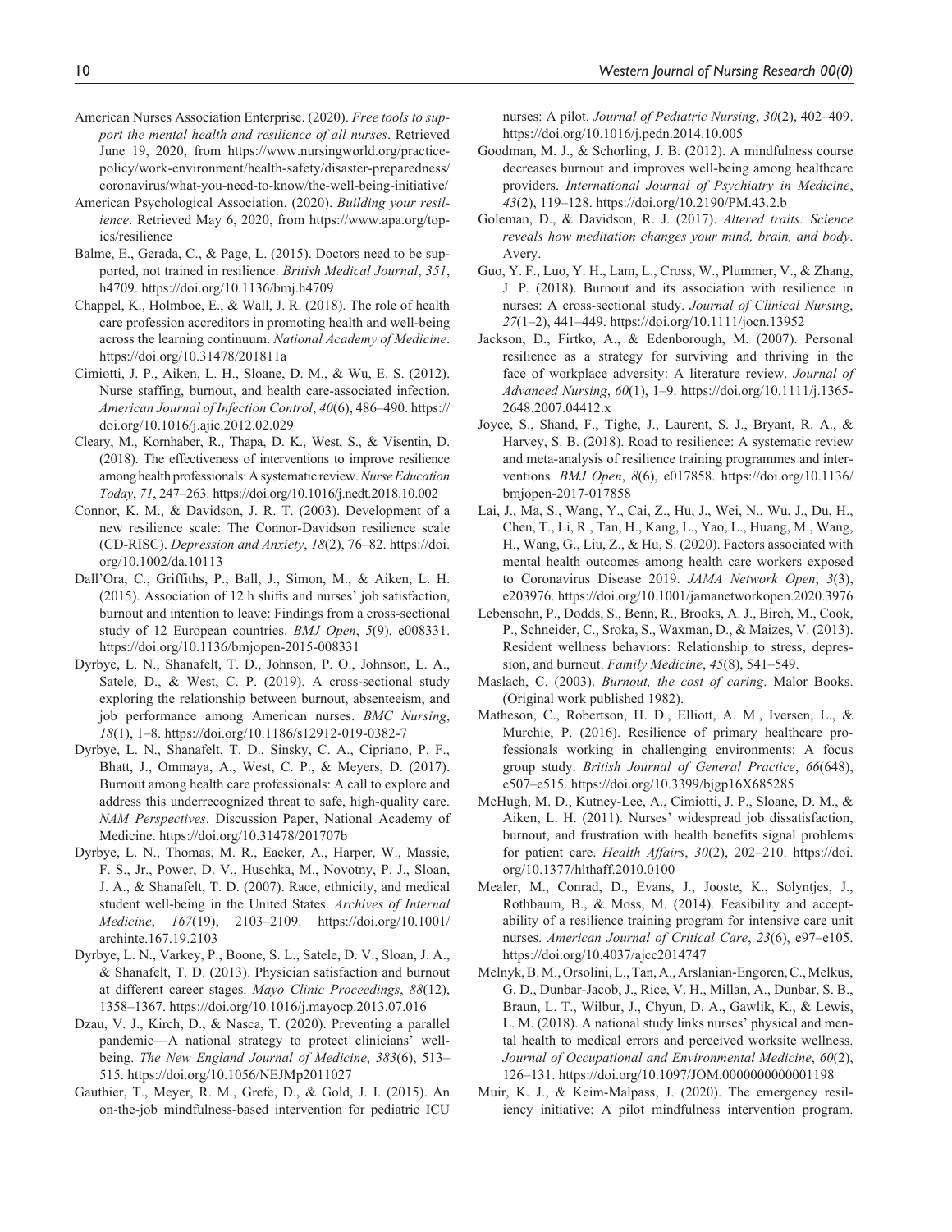American Nurses Association Enterprise. (2020). *Free tools to support the mental health and resilience of all nurses*. Retrieved June 19, 2020, from https://www.nursingworld.org/practice-policy/work-environment/health-safety/disaster-preparedness/coronavirus/what-you-need-to-know/the-well-being-initiative/

American Psychological Association. (2020). *Building your resilience*. Retrieved May 6, 2020, from https://www.apa.org/topics/resilience

Balme, E., Gerada, C., & Page, L. (2015). Doctors need to be supported, not trained in resilience. *British Medical Journal*, *351*, h4709. https://doi.org/10.1136/bmj.h4709

Chappel, K., Holmboe, E., & Wall, J. R. (2018). The role of health care profession accreditors in promoting health and well-being across the learning continuum. *National Academy of Medicine*. https://doi.org/10.31478/201811a

Cimiotti, J. P., Aiken, L. H., Sloane, D. M., & Wu, E. S. (2012). Nurse staffing, burnout, and health care-associated infection. *American Journal of Infection Control*, *40*(6), 486–490. https://doi.org/10.1016/j.ajic.2012.02.029

Cleary, M., Kornhaber, R., Thapa, D. K., West, S., & Visentin, D. (2018). The effectiveness of interventions to improve resilience among health professionals: A systematic review. *Nurse Education Today*, *71*, 247–263. https://doi.org/10.1016/j.nedt.2018.10.002

Connor, K. M., & Davidson, J. R. T. (2003). Development of a new resilience scale: The Connor-Davidson resilience scale (CD-RISC). *Depression and Anxiety*, *18*(2), 76–82. https://doi.org/10.1002/da.10113

Dall'Ora, C., Griffiths, P., Ball, J., Simon, M., & Aiken, L. H. (2015). Association of 12 h shifts and nurses' job satisfaction, burnout and intention to leave: Findings from a cross-sectional study of 12 European countries. *BMJ Open*, *5*(9), e008331. https://doi.org/10.1136/bmjopen-2015-008331

Dyrbye, L. N., Shanafelt, T. D., Johnson, P. O., Johnson, L. A., Satele, D., & West, C. P. (2019). A cross-sectional study exploring the relationship between burnout, absenteeism, and job performance among American nurses. *BMC Nursing*, *18*(1), 1–8. https://doi.org/10.1186/s12912-019-0382-7

Dyrbye, L. N., Shanafelt, T. D., Sinsky, C. A., Cipriano, P. F., Bhatt, J., Ommaya, A., West, C. P., & Meyers, D. (2017). Burnout among health care professionals: A call to explore and address this underrecognized threat to safe, high-quality care. *NAM Perspectives*. Discussion Paper, National Academy of Medicine. https://doi.org/10.31478/201707b

Dyrbye, L. N., Thomas, M. R., Eacker, A., Harper, W., Massie, F. S., Jr., Power, D. V., Huschka, M., Novotny, P. J., Sloan, J. A., & Shanafelt, T. D. (2007). Race, ethnicity, and medical student well-being in the United States. *Archives of Internal Medicine*, *167*(19), 2103–2109. https://doi.org/10.1001/archinte.167.19.2103

Dyrbye, L. N., Varkey, P., Boone, S. L., Satele, D. V., Sloan, J. A., & Shanafelt, T. D. (2013). Physician satisfaction and burnout at different career stages. *Mayo Clinic Proceedings*, *88*(12), 1358–1367. https://doi.org/10.1016/j.mayocp.2013.07.016

Dzau, V. J., Kirch, D., & Nasca, T. (2020). Preventing a parallel pandemic—A national strategy to protect clinicians' well-being. *The New England Journal of Medicine*, *383*(6), 513–515. https://doi.org/10.1056/NEJMp2011027

Gauthier, T., Meyer, R. M., Grefe, D., & Gold, J. I. (2015). An on-the-job mindfulness-based intervention for pediatric ICU nurses: A pilot. *Journal of Pediatric Nursing*, *30*(2), 402–409. https://doi.org/10.1016/j.pedn.2014.10.005

Goodman, M. J., & Schorling, J. B. (2012). A mindfulness course decreases burnout and improves well-being among healthcare providers. *International Journal of Psychiatry in Medicine*, *43*(2), 119–128. https://doi.org/10.2190/PM.43.2.b

Goleman, D., & Davidson, R. J. (2017). *Altered traits: Science reveals how meditation changes your mind, brain, and body*. Avery.

Guo, Y. F., Luo, Y. H., Lam, L., Cross, W., Plummer, V., & Zhang, J. P. (2018). Burnout and its association with resilience in nurses: A cross-sectional study. *Journal of Clinical Nursing*, *27*(1–2), 441–449. https://doi.org/10.1111/jocn.13952

Jackson, D., Firtko, A., & Edenborough, M. (2007). Personal resilience as a strategy for surviving and thriving in the face of workplace adversity: A literature review. *Journal of Advanced Nursing*, *60*(1), 1–9. https://doi.org/10.1111/j.1365-2648.2007.04412.x

Joyce, S., Shand, F., Tighe, J., Laurent, S. J., Bryant, R. A., & Harvey, S. B. (2018). Road to resilience: A systematic review and meta-analysis of resilience training programmes and interventions. *BMJ Open*, *8*(6), e017858. https://doi.org/10.1136/bmjopen-2017-017858

Lai, J., Ma, S., Wang, Y., Cai, Z., Hu, J., Wei, N., Wu, J., Du, H., Chen, T., Li, R., Tan, H., Kang, L., Yao, L., Huang, M., Wang, H., Wang, G., Liu, Z., & Hu, S. (2020). Factors associated with mental health outcomes among health care workers exposed to Coronavirus Disease 2019. *JAMA Network Open*, *3*(3), e203976. https://doi.org/10.1001/jamanetworkopen.2020.3976

Lebensohn, P., Dodds, S., Benn, R., Brooks, A. J., Birch, M., Cook, P., Schneider, C., Sroka, S., Waxman, D., & Maizes, V. (2013). Resident wellness behaviors: Relationship to stress, depression, and burnout. *Family Medicine*, *45*(8), 541–549.

Maslach, C. (2003). *Burnout, the cost of caring*. Malor Books. (Original work published 1982).

Matheson, C., Robertson, H. D., Elliott, A. M., Iversen, L., & Murchie, P. (2016). Resilience of primary healthcare professionals working in challenging environments: A focus group study. *British Journal of General Practice*, *66*(648), e507–e515. https://doi.org/10.3399/bjgp16X685285

McHugh, M. D., Kutney-Lee, A., Cimiotti, J. P., Sloane, D. M., & Aiken, L. H. (2011). Nurses' widespread job dissatisfaction, burnout, and frustration with health benefits signal problems for patient care. *Health Affairs*, *30*(2), 202–210. https://doi.org/10.1377/hlthaff.2010.0100

Mealer, M., Conrad, D., Evans, J., Jooste, K., Solyntjes, J., Rothbaum, B., & Moss, M. (2014). Feasibility and acceptability of a resilience training program for intensive care unit nurses. *American Journal of Critical Care*, *23*(6), e97–e105. https://doi.org/10.4037/ajcc2014747

Melnyk, B. M., Orsolini, L., Tan, A., Arslanian-Engoren, C., Melkus, G. D., Dunbar-Jacob, J., Rice, V. H., Millan, A., Dunbar, S. B., Braun, L. T., Wilbur, J., Chyun, D. A., Gawlik, K., & Lewis, L. M. (2018). A national study links nurses' physical and mental health to medical errors and perceived worksite wellness. *Journal of Occupational and Environmental Medicine*, *60*(2), 126–131. https://doi.org/10.1097/JOM.0000000000001198

Muir, K. J., & Keim-Malpass, J. (2020). The emergency resiliency initiative: A pilot mindfulness intervention program.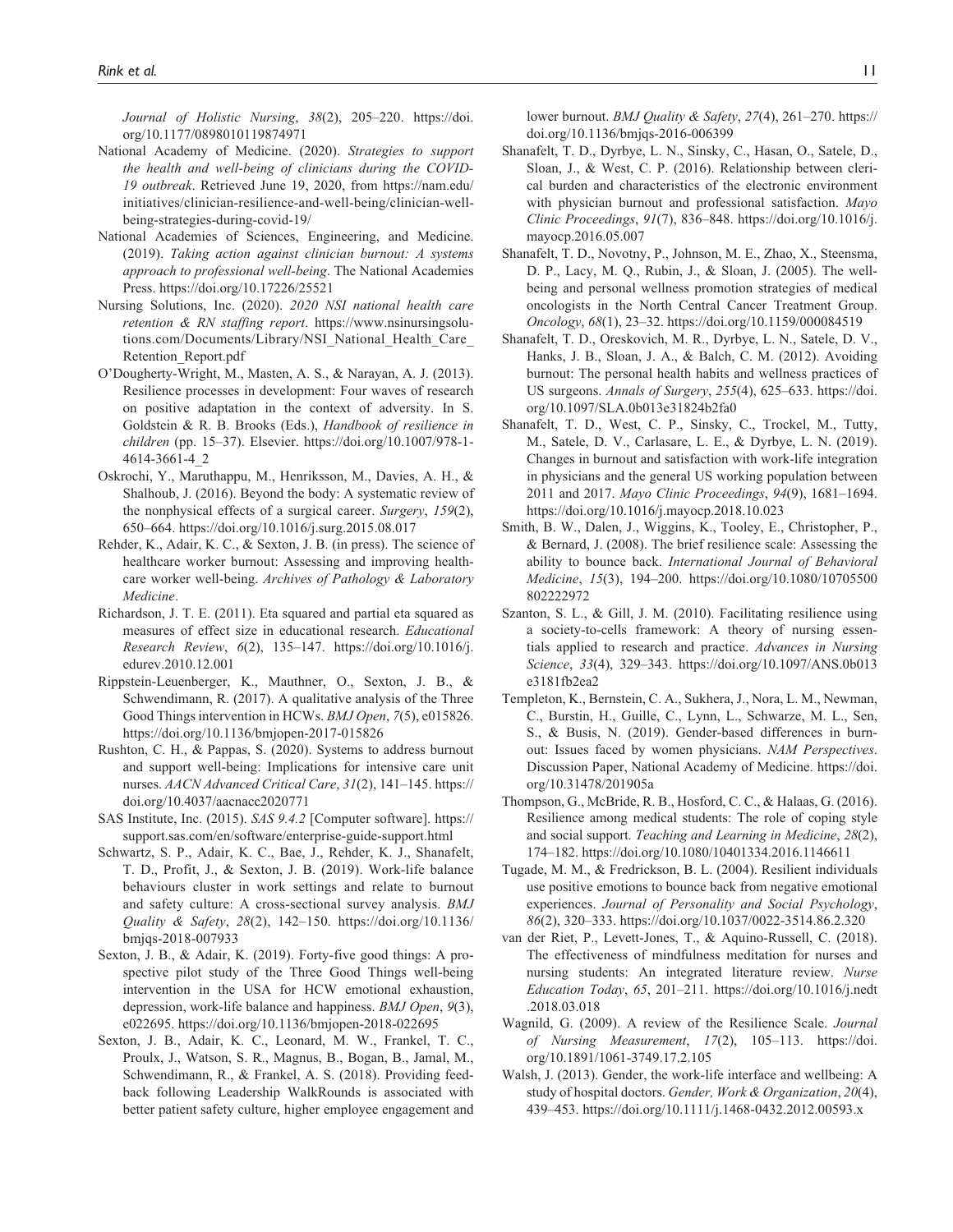*Journal of Holistic Nursing*, *38*(2), 205–220. https://doi.org/10.1177/0898010119874971

National Academy of Medicine. (2020). *Strategies to support the health and well-being of clinicians during the COVID-19 outbreak*. Retrieved June 19, 2020, from https://nam.edu/initiatives/clinician-resilience-and-well-being/clinician-well-being-strategies-during-covid-19/

National Academies of Sciences, Engineering, and Medicine. (2019). *Taking action against clinician burnout: A systems approach to professional well-being*. The National Academies Press. https://doi.org/10.17226/25521

Nursing Solutions, Inc. (2020). *2020 NSI national health care retention & RN staffing report*. https://www.nsinursingsolutions.com/Documents/Library/NSI_National_Health_Care_Retention_Report.pdf

O'Dougherty-Wright, M., Masten, A. S., & Narayan, A. J. (2013). Resilience processes in development: Four waves of research on positive adaptation in the context of adversity. In S. Goldstein & R. B. Brooks (Eds.), *Handbook of resilience in children* (pp. 15–37). Elsevier. https://doi.org/10.1007/978-1-4614-3661-4_2

Oskrochi, Y., Maruthappu, M., Henriksson, M., Davies, A. H., & Shalhoub, J. (2016). Beyond the body: A systematic review of the nonphysical effects of a surgical career. *Surgery*, *159*(2), 650–664. https://doi.org/10.1016/j.surg.2015.08.017

Rehder, K., Adair, K. C., & Sexton, J. B. (in press). The science of healthcare worker burnout: Assessing and improving healthcare worker well-being. *Archives of Pathology & Laboratory Medicine*.

Richardson, J. T. E. (2011). Eta squared and partial eta squared as measures of effect size in educational research. *Educational Research Review*, *6*(2), 135–147. https://doi.org/10.1016/j.edurev.2010.12.001

Rippstein-Leuenberger, K., Mauthner, O., Sexton, J. B., & Schwendimann, R. (2017). A qualitative analysis of the Three Good Things intervention in HCWs. *BMJ Open*, *7*(5), e015826. https://doi.org/10.1136/bmjopen-2017-015826

Rushton, C. H., & Pappas, S. (2020). Systems to address burnout and support well-being: Implications for intensive care unit nurses. *AACN Advanced Critical Care*, *31*(2), 141–145. https://doi.org/10.4037/aacnacc2020771

SAS Institute, Inc. (2015). *SAS 9.4.2* [Computer software]. https://support.sas.com/en/software/enterprise-guide-support.html

Schwartz, S. P., Adair, K. C., Bae, J., Rehder, K. J., Shanafelt, T. D., Profit, J., & Sexton, J. B. (2019). Work-life balance behaviours cluster in work settings and relate to burnout and safety culture: A cross-sectional survey analysis. *BMJ Quality & Safety*, *28*(2), 142–150. https://doi.org/10.1136/bmjqs-2018-007933

Sexton, J. B., & Adair, K. (2019). Forty-five good things: A prospective pilot study of the Three Good Things well-being intervention in the USA for HCW emotional exhaustion, depression, work-life balance and happiness. *BMJ Open*, *9*(3), e022695. https://doi.org/10.1136/bmjopen-2018-022695

Sexton, J. B., Adair, K. C., Leonard, M. W., Frankel, T. C., Proulx, J., Watson, S. R., Magnus, B., Bogan, B., Jamal, M., Schwendimann, R., & Frankel, A. S. (2018). Providing feedback following Leadership WalkRounds is associated with better patient safety culture, higher employee engagement and lower burnout. *BMJ Quality & Safety*, *27*(4), 261–270. https://doi.org/10.1136/bmjqs-2016-006399

Shanafelt, T. D., Dyrbye, L. N., Sinsky, C., Hasan, O., Satele, D., Sloan, J., & West, C. P. (2016). Relationship between clerical burden and characteristics of the electronic environment with physician burnout and professional satisfaction. *Mayo Clinic Proceedings*, *91*(7), 836–848. https://doi.org/10.1016/j.mayocp.2016.05.007

Shanafelt, T. D., Novotny, P., Johnson, M. E., Zhao, X., Steensma, D. P., Lacy, M. Q., Rubin, J., & Sloan, J. (2005). The well-being and personal wellness promotion strategies of medical oncologists in the North Central Cancer Treatment Group. *Oncology*, *68*(1), 23–32. https://doi.org/10.1159/000084519

Shanafelt, T. D., Oreskovich, M. R., Dyrbye, L. N., Satele, D. V., Hanks, J. B., Sloan, J. A., & Balch, C. M. (2012). Avoiding burnout: The personal health habits and wellness practices of US surgeons. *Annals of Surgery*, *255*(4), 625–633. https://doi.org/10.1097/SLA.0b013e31824b2fa0

Shanafelt, T. D., West, C. P., Sinsky, C., Trockel, M., Tutty, M., Satele, D. V., Carlasare, L. E., & Dyrbye, L. N. (2019). Changes in burnout and satisfaction with work-life integration in physicians and the general US working population between 2011 and 2017. *Mayo Clinic Proceedings*, *94*(9), 1681–1694. https://doi.org/10.1016/j.mayocp.2018.10.023

Smith, B. W., Dalen, J., Wiggins, K., Tooley, E., Christopher, P., & Bernard, J. (2008). The brief resilience scale: Assessing the ability to bounce back. *International Journal of Behavioral Medicine*, *15*(3), 194–200. https://doi.org/10.1080/10705500802222972

Szanton, S. L., & Gill, J. M. (2010). Facilitating resilience using a society-to-cells framework: A theory of nursing essentials applied to research and practice. *Advances in Nursing Science*, *33*(4), 329–343. https://doi.org/10.1097/ANS.0b013e3181fb2ea2

Templeton, K., Bernstein, C. A., Sukhera, J., Nora, L. M., Newman, C., Burstin, H., Guille, C., Lynn, L., Schwarze, M. L., Sen, S., & Busis, N. (2019). Gender-based differences in burnout: Issues faced by women physicians. *NAM Perspectives*. Discussion Paper, National Academy of Medicine. https://doi.org/10.31478/201905a

Thompson, G., McBride, R. B., Hosford, C. C., & Halaas, G. (2016). Resilience among medical students: The role of coping style and social support. *Teaching and Learning in Medicine*, *28*(2), 174–182. https://doi.org/10.1080/10401334.2016.1146611

Tugade, M. M., & Fredrickson, B. L. (2004). Resilient individuals use positive emotions to bounce back from negative emotional experiences. *Journal of Personality and Social Psychology*, *86*(2), 320–333. https://doi.org/10.1037/0022-3514.86.2.320

van der Riet, P., Levett-Jones, T., & Aquino-Russell, C. (2018). The effectiveness of mindfulness meditation for nurses and nursing students: An integrated literature review. *Nurse Education Today*, *65*, 201–211. https://doi.org/10.1016/j.nedt.2018.03.018

Wagnild, G. (2009). A review of the Resilience Scale. *Journal of Nursing Measurement*, *17*(2), 105–113. https://doi.org/10.1891/1061-3749.17.2.105

Walsh, J. (2013). Gender, the work-life interface and wellbeing: A study of hospital doctors. *Gender, Work & Organization*, *20*(4), 439–453. https://doi.org/10.1111/j.1468-0432.2012.00593.x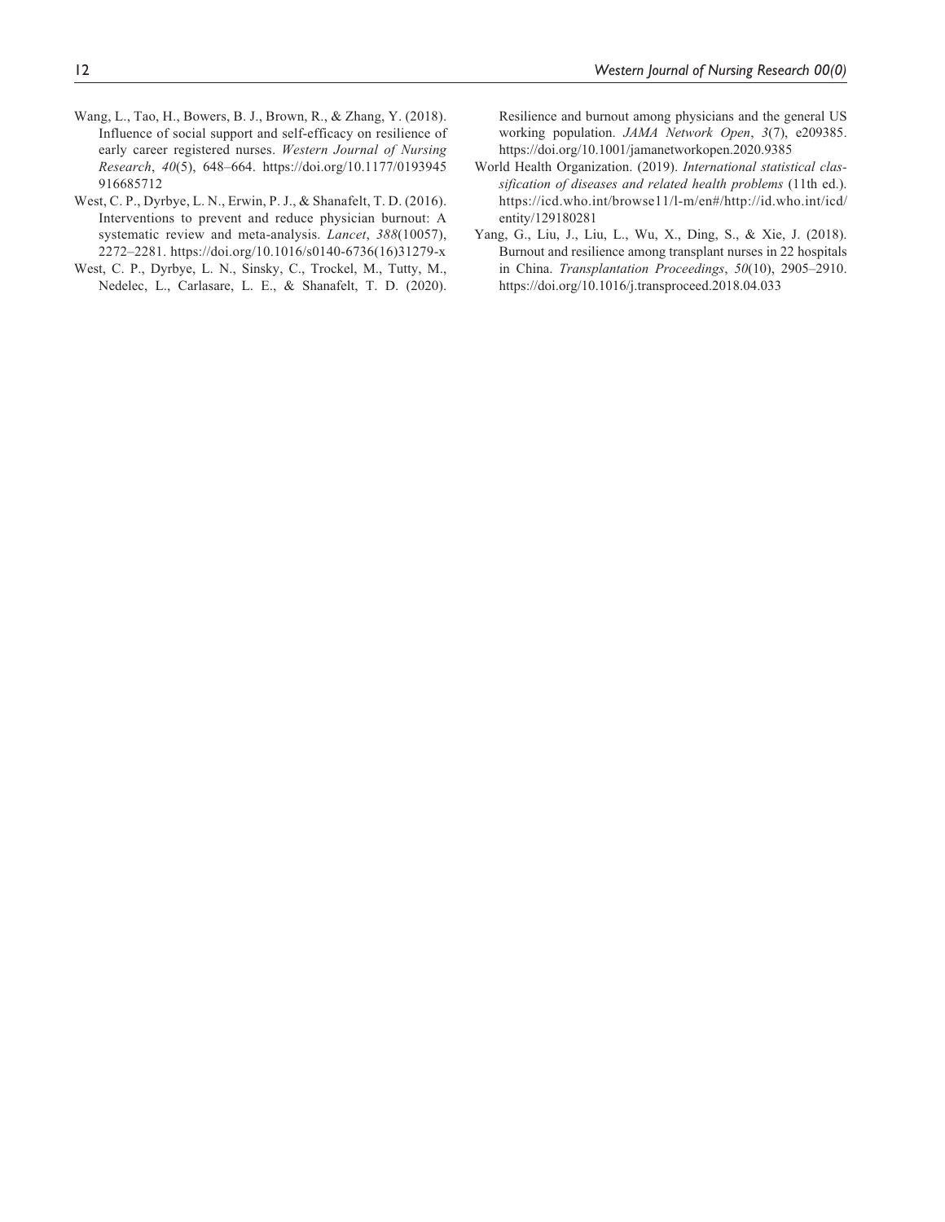Wang, L., Tao, H., Bowers, B. J., Brown, R., & Zhang, Y. (2018). Influence of social support and self-efficacy on resilience of early career registered nurses. *Western Journal of Nursing Research*, *40*(5), 648–664. https://doi.org/10.1177/0193945916685712

West, C. P., Dyrbye, L. N., Erwin, P. J., & Shanafelt, T. D. (2016). Interventions to prevent and reduce physician burnout: A systematic review and meta-analysis. *Lancet*, *388*(10057), 2272–2281. https://doi.org/10.1016/s0140-6736(16)31279-x

West, C. P., Dyrbye, L. N., Sinsky, C., Trockel, M., Tutty, M., Nedelec, L., Carlasare, L. E., & Shanafelt, T. D. (2020). Resilience and burnout among physicians and the general US working population. *JAMA Network Open*, *3*(7), e209385. https://doi.org/10.1001/jamanetworkopen.2020.9385

World Health Organization. (2019). *International statistical classification of diseases and related health problems* (11th ed.). https://icd.who.int/browse11/l-m/en#/http://id.who.int/icd/entity/129180281

Yang, G., Liu, J., Liu, L., Wu, X., Ding, S., & Xie, J. (2018). Burnout and resilience among transplant nurses in 22 hospitals in China. *Transplantation Proceedings*, *50*(10), 2905–2910. https://doi.org/10.1016/j.transproceed.2018.04.033